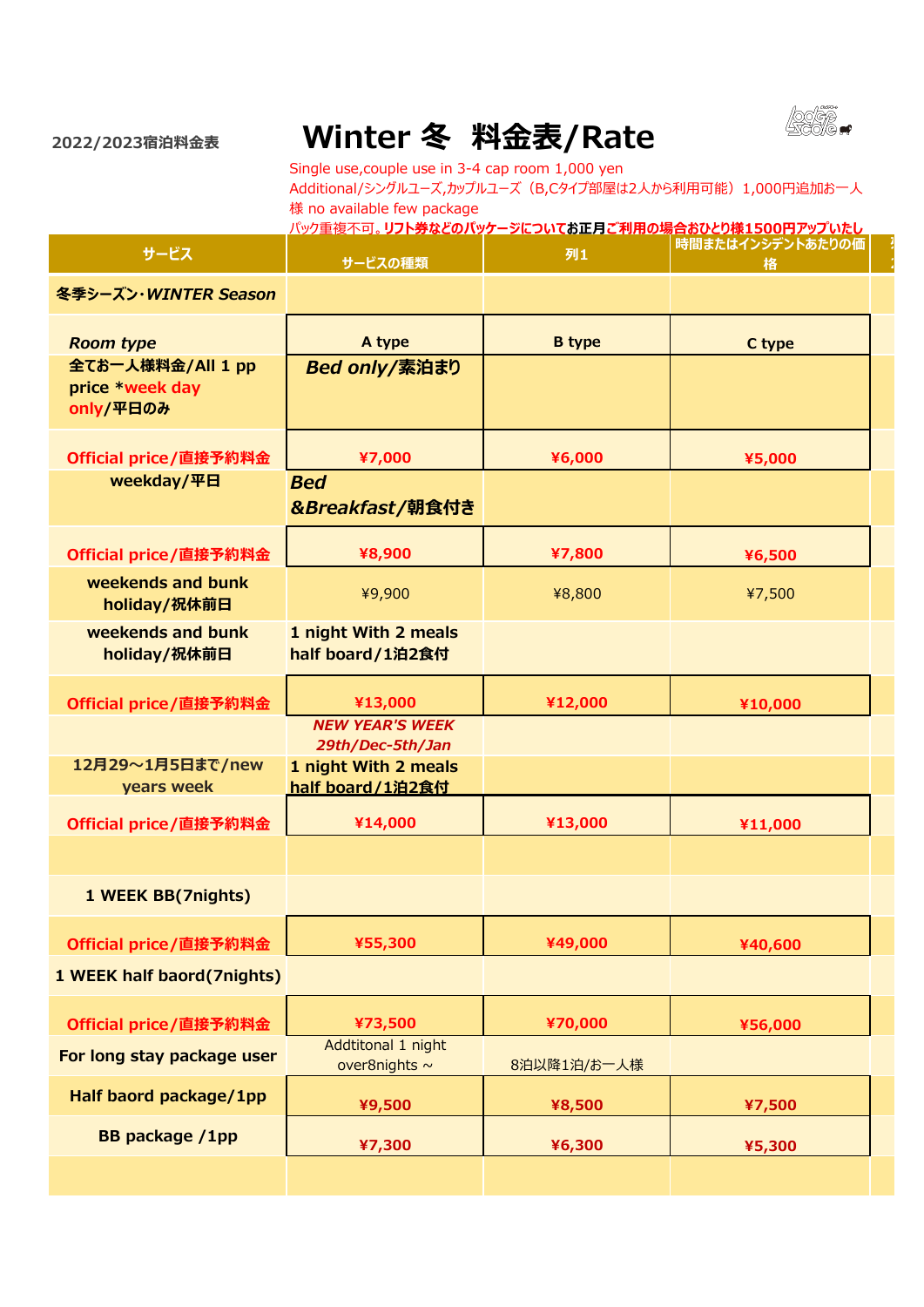2022/2023宿泊料金表

# Winter 冬 料金表/Rate

Single use,couple use in 3-4 cap room 1,000 yen
Additional/シングルユーズ,カップルユーズ（B,Cタイプ部屋は2人から利用可能）1,000円追加お一人様 no available few package
パック重複不可。リフト券などのパッケージについてお正月ご利用の場合おひとり様1500円アップいたし

| サービス | サービスの種類 | 列1 | 時間またはインシデントあたりの価格 |
|---|---|---|---|
| 冬季シーズン･*WINTER Season* | | | |
| *Room type* | A type | B type | C type |
| 全てお一人様料金/All 1 pp price *week day only/平日のみ | *Bed only/素泊まり* | | |
| Official price/直接予約料金 | ¥7,000 | ¥6,000 | ¥5,000 |
| weekday/平日 | *Bed &Breakfast/朝食付き* | | |
| Official price/直接予約料金 | ¥8,900 | ¥7,800 | ¥6,500 |
| weekends and bunk holiday/祝休前日 | ¥9,900 | ¥8,800 | ¥7,500 |
| weekends and bunk holiday/祝休前日 | 1 night With 2 meals half board/1泊2食付 | | |
| Official price/直接予約料金 | ¥13,000 | ¥12,000 | ¥10,000 |
| | *NEW YEAR'S WEEK 29th/Dec-5th/Jan* | | |
| 12月29～1月5日まで/new years week | 1 night With 2 meals half board/1泊2食付 | | |
| Official price/直接予約料金 | ¥14,000 | ¥13,000 | ¥11,000 |
| | | | |
| 1 WEEK BB(7nights) | | | |
| Official price/直接予約料金 | ¥55,300 | ¥49,000 | ¥40,600 |
| 1 WEEK half baord(7nights) | | | |
| Official price/直接予約料金 | ¥73,500 | ¥70,000 | ¥56,000 |
| For long stay package user | Addtitonal 1 night over8nights ~ | 8泊以降1泊/お一人様 | |
| Half baord package/1pp | ¥9,500 | ¥8,500 | ¥7,500 |
| BB package /1pp | ¥7,300 | ¥6,300 | ¥5,300 |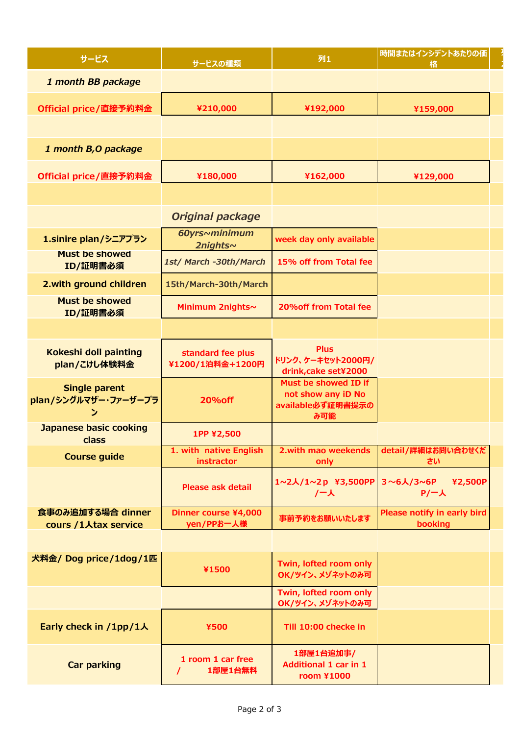| サービス | サービスの種類 | 列1 | 時間またはインシデントあたりの価格 |
|---|---|---|---|
| *1 month BB package* | | | |
| Official price/直接予約料金 | ¥210,000 | ¥192,000 | ¥159,000 |
| | | | |
| *1 month B,O package* | | | |
| Official price/直接予約料金 | ¥180,000 | ¥162,000 | ¥129,000 |
| | | | |
| | *Original package* | | |
| 1.sinire plan/シニアプラン | *60yrs~minimum 2nights~* | week day only available | |
| Must be showed ID/証明書必須 | *1st/ March -30th/March* | 15% off from Total fee | |
| 2.with ground children | 15th/March-30th/March | | |
| Must be showed ID/証明書必須 | Minimum 2nights~ | 20%off from Total fee | |
| | | | |
| Kokeshi doll painting plan/こけし体験料金 | standard fee plus ¥1200/1泊料金+1200円 | Plus ドリンク、ケーキセット2000円/ drink,cake set¥2000 | |
| Single parent plan/シングルマザー・ファーザープラン | 20%off | Must be showed ID if not show any iD No available必ず証明書提示のみ可能 | |
| Japanese basic cooking class | 1PP ¥2,500 | | |
| Course guide | 1. with native English instractor | 2.with mao weekends only | detail/詳細はお問い合わせください |
| | Please ask detail | 1~2人/1~2p ¥3,500PP /一人 | 3～6人/3~6P ¥2,500PP/一人 |
| 食事のみ追加する場合 dinner cours /1人tax service | Dinner course ¥4,000 yen/PPお一人様 | 事前予約をお願いいたします | Please notify in early bird booking |
| | | | |
| 犬料金/ Dog price/1dog/1匹 | ¥1500 | Twin, lofted room only OK/ツイン、メゾネットのみ可 | |
| | | Twin, lofted room only OK/ツイン、メゾネットのみ可 | |
| Early check in /1pp/1人 | ¥500 | Till 10:00 checke in | |
| Car parking | 1 room 1 car free / 1部屋1台無料 | 1部屋1台追加事/ Additional 1 car in 1 room ¥1000 | |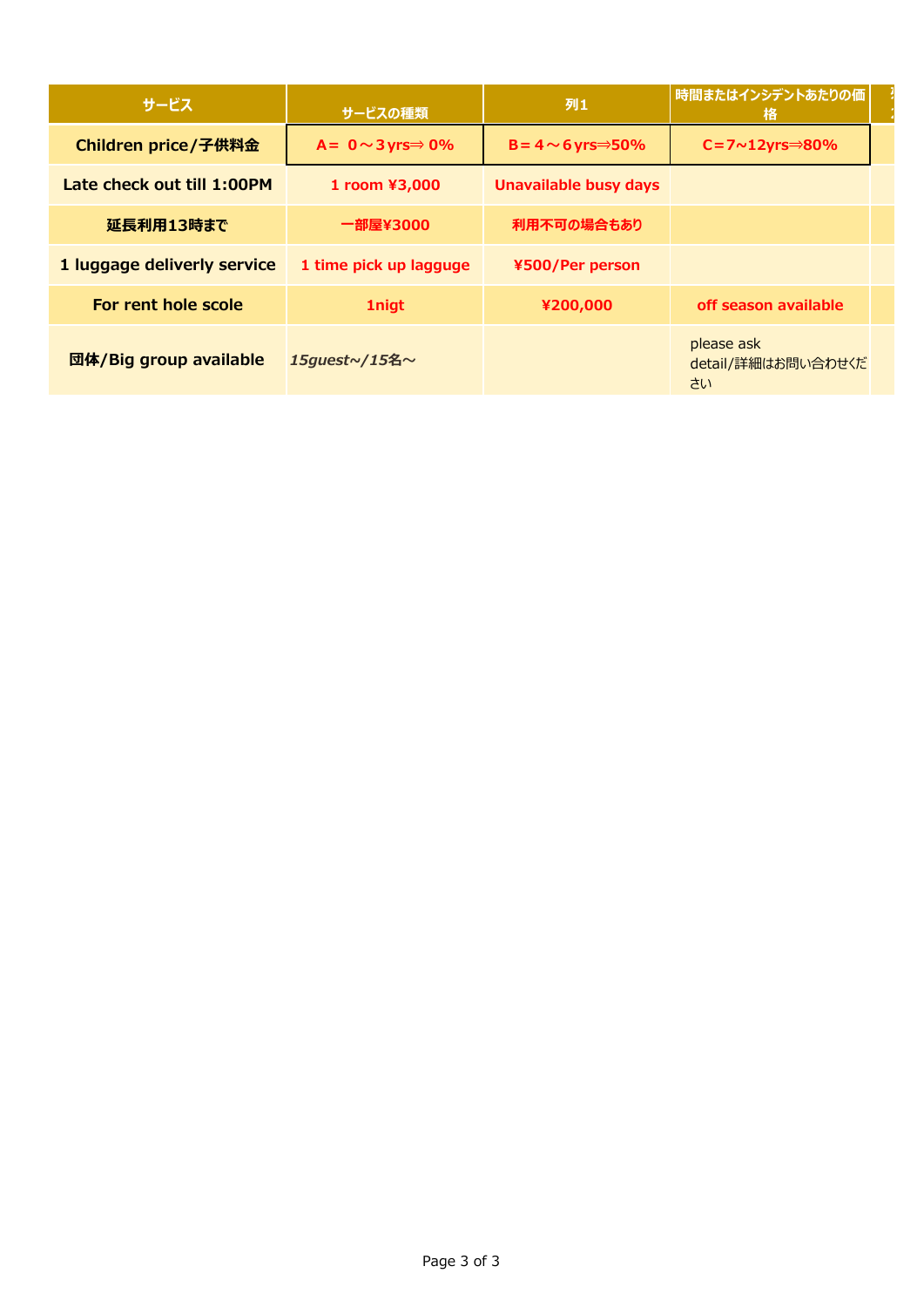| サービス | サービスの種類 | 列1 | 時間またはインシデントあたりの価格 |
|---|---|---|---|
| **Children price/子供料金** | **A= 0～3yrs⇒ 0%** | **B=4～6yrs⇒50%** | **C=7~12yrs⇒80%** |
| **Late check out till 1:00PM** | **1 room ¥3,000** | **Unavailable busy days** | |
| **延長利用13時まで** | **一部屋¥3000** | **利用不可の場合もあり** | |
| **1 luggage deliverly service** | **1 time pick up lagguge** | **¥500/Per person** | |
| **For rent hole scole** | **1nigt** | **¥200,000** | **off season available** |
| **団体/Big group available** | ***15guest~/15名～*** | | please ask detail/詳細はお問い合わせください |